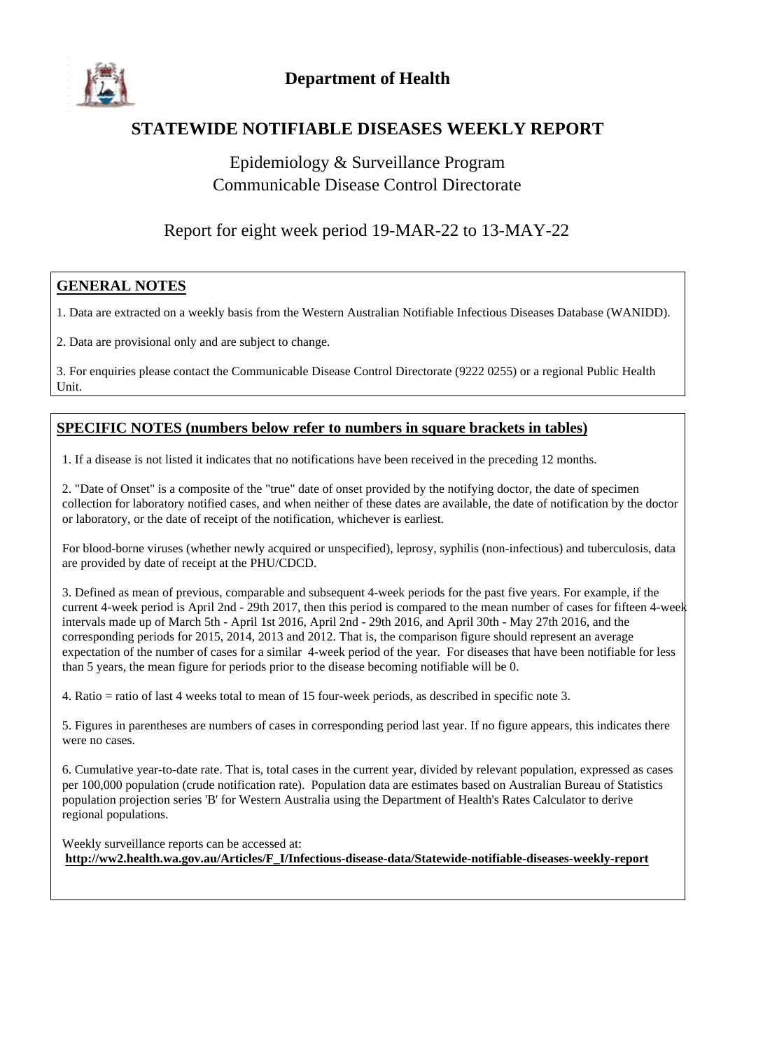# Department of Health

## STATEWIDE NOTIFIABLE DISEASES WEEKLY REPORT

Epidemiology & Surveillance Program
Communicable Disease Control Directorate

Report for eight week period 19-MAR-22 to 13-MAY-22

### GENERAL NOTES

1. Data are extracted on a weekly basis from the Western Australian Notifiable Infectious Diseases Database (WANIDD).

2. Data are provisional only and are subject to change.

3. For enquiries please contact the Communicable Disease Control Directorate (9222 0255) or a regional Public Health Unit.

### SPECIFIC NOTES (numbers below refer to numbers in square brackets in tables)

1. If a disease is not listed it indicates that no notifications have been received in the preceding 12 months.

2. "Date of Onset" is a composite of the "true" date of onset provided by the notifying doctor, the date of specimen collection for laboratory notified cases, and when neither of these dates are available, the date of notification by the doctor or laboratory, or the date of receipt of the notification, whichever is earliest.

For blood-borne viruses (whether newly acquired or unspecified), leprosy, syphilis (non-infectious) and tuberculosis, data are provided by date of receipt at the PHU/CDCD.

3. Defined as mean of previous, comparable and subsequent 4-week periods for the past five years. For example, if the current 4-week period is April 2nd - 29th 2017, then this period is compared to the mean number of cases for fifteen 4-week intervals made up of March 5th - April 1st 2016, April 2nd - 29th 2016, and April 30th - May 27th 2016, and the corresponding periods for 2015, 2014, 2013 and 2012. That is, the comparison figure should represent an average expectation of the number of cases for a similar 4-week period of the year. For diseases that have been notifiable for less than 5 years, the mean figure for periods prior to the disease becoming notifiable will be 0.

4. Ratio = ratio of last 4 weeks total to mean of 15 four-week periods, as described in specific note 3.

5. Figures in parentheses are numbers of cases in corresponding period last year. If no figure appears, this indicates there were no cases.

6. Cumulative year-to-date rate. That is, total cases in the current year, divided by relevant population, expressed as cases per 100,000 population (crude notification rate). Population data are estimates based on Australian Bureau of Statistics population projection series 'B' for Western Australia using the Department of Health's Rates Calculator to derive regional populations.

Weekly surveillance reports can be accessed at:
**http://ww2.health.wa.gov.au/Articles/F_I/Infectious-disease-data/Statewide-notifiable-diseases-weekly-report**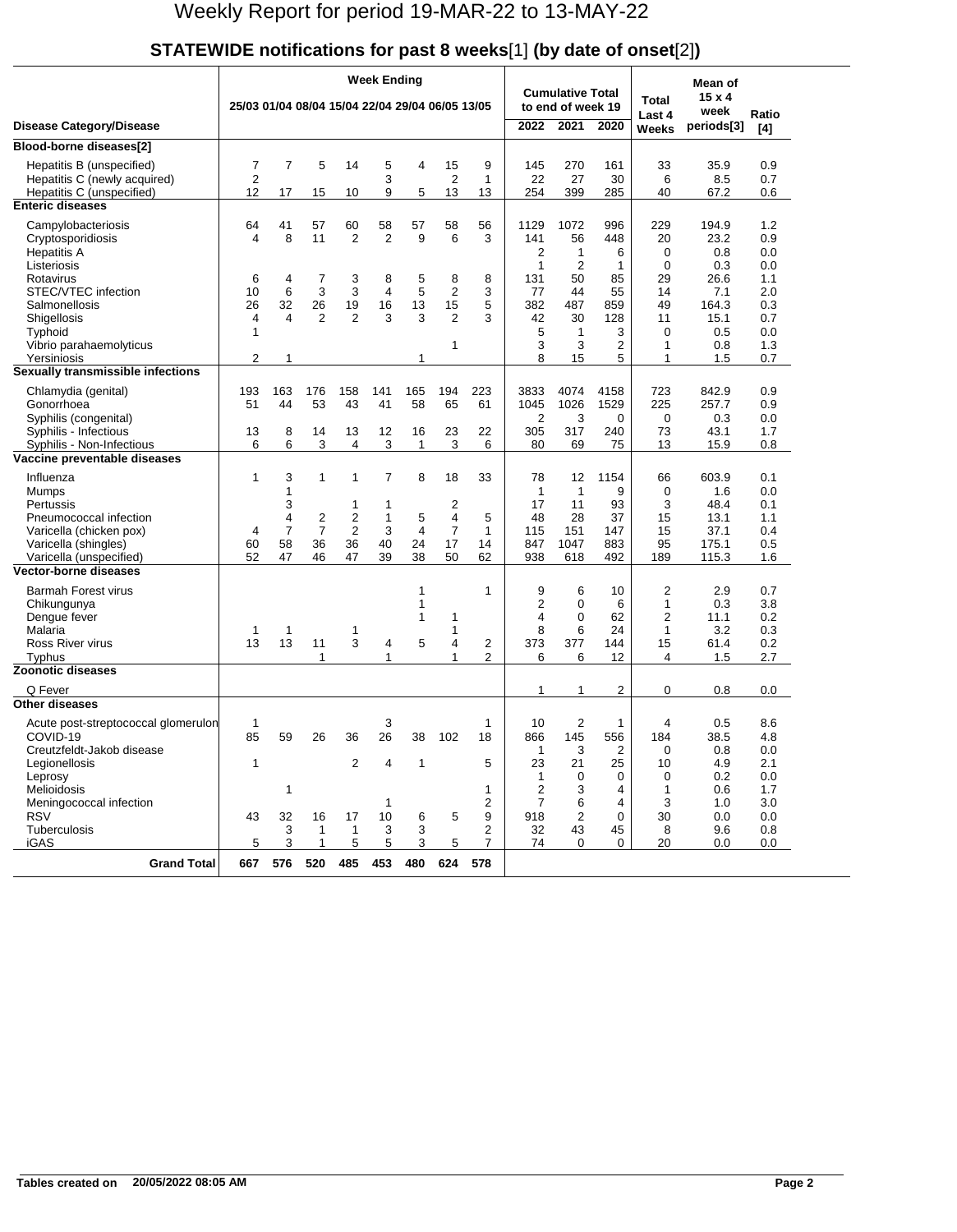# Weekly Report for period 19-MAR-22 to 13-MAY-22

## STATEWIDE notifications for past 8 weeks[1] (by date of onset[2])

| Disease Category/Disease | Week Ending 25/03 | 01/04 | 08/04 | 15/04 | 22/04 | 29/04 | 06/05 | 13/05 | Cumulative Total to end of week 19: 2022 | 2021 | 2020 | Total Last 4 Weeks | Mean of 15 x 4 week periods[3] | Ratio [4] |
|---|---|---|---|---|---|---|---|---|---|---|---|---|---|---|
| **Blood-borne diseases[2]** | | | | | | | | | | | | | | |
| Hepatitis B (unspecified) | 7 | 7 | 5 | 14 | 5 | 4 | 15 | 9 | 145 | 270 | 161 | 33 | 35.9 | 0.9 |
| Hepatitis C (newly acquired) | 2 | | | | 3 | | 2 | 1 | 22 | 27 | 30 | 6 | 8.5 | 0.7 |
| Hepatitis C (unspecified) | 12 | 17 | 15 | 10 | 9 | 5 | 13 | 13 | 254 | 399 | 285 | 40 | 67.2 | 0.6 |
| **Enteric diseases** | | | | | | | | | | | | | | |
| Campylobacteriosis | 64 | 41 | 57 | 60 | 58 | 57 | 58 | 56 | 1129 | 1072 | 996 | 229 | 194.9 | 1.2 |
| Cryptosporidiosis | 4 | 8 | 11 | 2 | 2 | 9 | 6 | 3 | 141 | 56 | 448 | 20 | 23.2 | 0.9 |
| Hepatitis A | | | | | | | | | 2 | 1 | 6 | 0 | 0.8 | 0.0 |
| Listeriosis | | | | | | | | | 1 | 2 | 1 | 0 | 0.3 | 0.0 |
| Rotavirus | 6 | 4 | 7 | 3 | 8 | 5 | 8 | 8 | 131 | 50 | 85 | 29 | 26.6 | 1.1 |
| STEC/VTEC infection | 10 | 6 | 3 | 3 | 4 | 5 | 2 | 3 | 77 | 44 | 55 | 14 | 7.1 | 2.0 |
| Salmonellosis | 26 | 32 | 26 | 19 | 16 | 13 | 15 | 5 | 382 | 487 | 859 | 49 | 164.3 | 0.3 |
| Shigellosis | 4 | 4 | 2 | 2 | 3 | 3 | 2 | 3 | 42 | 30 | 128 | 11 | 15.1 | 0.7 |
| Typhoid | 1 | | | | | | | | 5 | 1 | 3 | 0 | 0.5 | 0.0 |
| Vibrio parahaemolyticus | | | | | | | 1 | | 3 | 3 | 2 | 1 | 0.8 | 1.3 |
| Yersiniosis | 2 | 1 | | | | 1 | | | 8 | 15 | 5 | 1 | 1.5 | 0.7 |
| **Sexually transmissible infections** | | | | | | | | | | | | | | |
| Chlamydia (genital) | 193 | 163 | 176 | 158 | 141 | 165 | 194 | 223 | 3833 | 4074 | 4158 | 723 | 842.9 | 0.9 |
| Gonorrhoea | 51 | 44 | 53 | 43 | 41 | 58 | 65 | 61 | 1045 | 1026 | 1529 | 225 | 257.7 | 0.9 |
| Syphilis (congenital) | | | | | | | | | 2 | 3 | 0 | 0 | 0.3 | 0.0 |
| Syphilis - Infectious | 13 | 8 | 14 | 13 | 12 | 16 | 23 | 22 | 305 | 317 | 240 | 73 | 43.1 | 1.7 |
| Syphilis - Non-Infectious | 6 | 6 | 3 | 4 | 3 | 1 | 3 | 6 | 80 | 69 | 75 | 13 | 15.9 | 0.8 |
| **Vaccine preventable diseases** | | | | | | | | | | | | | | |
| Influenza | 1 | 3 | 1 | 1 | 7 | 8 | 18 | 33 | 78 | 12 | 1154 | 66 | 603.9 | 0.1 |
| Mumps | | 1 | | | | | | | 1 | 1 | 9 | 0 | 1.6 | 0.0 |
| Pertussis | | 3 | | 1 | 1 | | 2 | | 17 | 11 | 93 | 3 | 48.4 | 0.1 |
| Pneumococcal infection | | 4 | 2 | 2 | 1 | 5 | 4 | 5 | 48 | 28 | 37 | 15 | 13.1 | 1.1 |
| Varicella (chicken pox) | 4 | 7 | 7 | 2 | 3 | 4 | 7 | 1 | 115 | 151 | 147 | 15 | 37.1 | 0.4 |
| Varicella (shingles) | 60 | 58 | 36 | 36 | 40 | 24 | 17 | 14 | 847 | 1047 | 883 | 95 | 175.1 | 0.5 |
| Varicella (unspecified) | 52 | 47 | 46 | 47 | 39 | 38 | 50 | 62 | 938 | 618 | 492 | 189 | 115.3 | 1.6 |
| **Vector-borne diseases** | | | | | | | | | | | | | | |
| Barmah Forest virus | | | | | | 1 | | 1 | 9 | 6 | 10 | 2 | 2.9 | 0.7 |
| Chikungunya | | | | | | 1 | | | 2 | 0 | 6 | 1 | 0.3 | 3.8 |
| Dengue fever | | | | | | 1 | 1 | | 4 | 0 | 62 | 2 | 11.1 | 0.2 |
| Malaria | 1 | 1 | | 1 | | | 1 | | 8 | 6 | 24 | 1 | 3.2 | 0.3 |
| Ross River virus | 13 | 13 | 11 | 3 | 4 | 5 | 4 | 2 | 373 | 377 | 144 | 15 | 61.4 | 0.2 |
| Typhus | | | 1 | | 1 | | 1 | 2 | 6 | 6 | 12 | 4 | 1.5 | 2.7 |
| **Zoonotic diseases** | | | | | | | | | | | | | | |
| Q Fever | | | | | | | | | 1 | 1 | 2 | 0 | 0.8 | 0.0 |
| **Other diseases** | | | | | | | | | | | | | | |
| Acute post-streptococcal glomerulon | 1 | | | | 3 | | | 1 | 10 | 2 | 1 | 4 | 0.5 | 8.6 |
| COVID-19 | 85 | 59 | 26 | 36 | 26 | 38 | 102 | 18 | 866 | 145 | 556 | 184 | 38.5 | 4.8 |
| Creutzfeldt-Jakob disease | | | | | | | | | 1 | 3 | 2 | 0 | 0.8 | 0.0 |
| Legionellosis | 1 | | | 2 | 4 | 1 | | 5 | 23 | 21 | 25 | 10 | 4.9 | 2.1 |
| Leprosy | | | | | | | | | 1 | 0 | 0 | 0 | 0.2 | 0.0 |
| Melioidosis | | 1 | | | | | | 1 | 2 | 3 | 4 | 1 | 0.6 | 1.7 |
| Meningococcal infection | | | | | 1 | | | 2 | 7 | 6 | 4 | 3 | 1.0 | 3.0 |
| RSV | 43 | 32 | 16 | 17 | 10 | 6 | 5 | 9 | 918 | 2 | 0 | 30 | 0.0 | 0.0 |
| Tuberculosis | | 3 | 1 | 1 | 3 | 3 | | 2 | 32 | 43 | 45 | 8 | 9.6 | 0.8 |
| iGAS | 5 | 3 | 1 | 5 | 5 | 3 | 5 | 7 | 74 | 0 | 0 | 20 | 0.0 | 0.0 |
| **Grand Total** | **667** | **576** | **520** | **485** | **453** | **480** | **624** | **578** | | | | | | |

**Tables created on 20/05/2022 08:05 AM**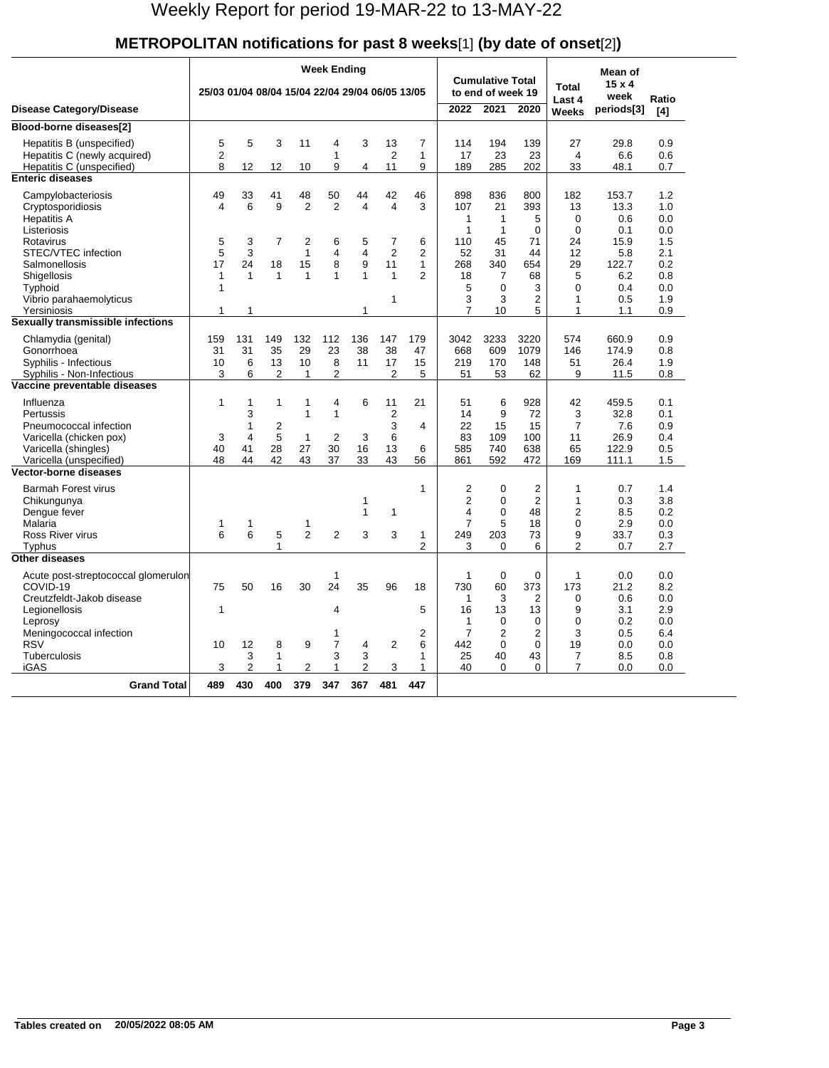# Weekly Report for period 19-MAR-22 to 13-MAY-22

## METROPOLITAN notifications for past 8 weeks[1] (by date of onset[2])

| Disease Category/Disease | Week Ending 25/03 | 01/04 | 08/04 | 15/04 | 22/04 | 29/04 | 06/05 | 13/05 | Cumulative Total to end of week 19: 2022 | 2021 | 2020 | Total Last 4 Weeks | Mean of 15 x 4 week periods[3] | Ratio [4] |
|---|---|---|---|---|---|---|---|---|---|---|---|---|---|---|
| **Blood-borne diseases[2]** | | | | | | | | | | | | | | |
| Hepatitis B (unspecified) | 5 | 5 | 3 | 11 | 4 | 3 | 13 | 7 | 114 | 194 | 139 | 27 | 29.8 | 0.9 |
| Hepatitis C (newly acquired) | 2 | | | | 1 | | 2 | 1 | 17 | 23 | 23 | 4 | 6.6 | 0.6 |
| Hepatitis C (unspecified) | 8 | 12 | 12 | 10 | 9 | 4 | 11 | 9 | 189 | 285 | 202 | 33 | 48.1 | 0.7 |
| **Enteric diseases** | | | | | | | | | | | | | | |
| Campylobacteriosis | 49 | 33 | 41 | 48 | 50 | 44 | 42 | 46 | 898 | 836 | 800 | 182 | 153.7 | 1.2 |
| Cryptosporidiosis | 4 | 6 | 9 | 2 | 2 | 4 | 4 | 3 | 107 | 21 | 393 | 13 | 13.3 | 1.0 |
| Hepatitis A | | | | | | | | | 1 | 1 | 5 | 0 | 0.6 | 0.0 |
| Listeriosis | | | | | | | | | 1 | 1 | 0 | 0 | 0.1 | 0.0 |
| Rotavirus | 5 | 3 | 7 | 2 | 6 | 5 | 7 | 6 | 110 | 45 | 71 | 24 | 15.9 | 1.5 |
| STEC/VTEC infection | 5 | 3 | | 1 | 4 | 4 | 2 | 2 | 52 | 31 | 44 | 12 | 5.8 | 2.1 |
| Salmonellosis | 17 | 24 | 18 | 15 | 8 | 9 | 11 | 1 | 268 | 340 | 654 | 29 | 122.7 | 0.2 |
| Shigellosis | 1 | 1 | 1 | 1 | 1 | 1 | 1 | 2 | 18 | 7 | 68 | 5 | 6.2 | 0.8 |
| Typhoid | 1 | | | | | | | | 5 | 0 | 3 | 0 | 0.4 | 0.0 |
| Vibrio parahaemolyticus | | | | | | | 1 | | 3 | 3 | 2 | 1 | 0.5 | 1.9 |
| Yersiniosis | 1 | 1 | | | | 1 | | | 7 | 10 | 5 | 1 | 1.1 | 0.9 |
| **Sexually transmissible infections** | | | | | | | | | | | | | | |
| Chlamydia (genital) | 159 | 131 | 149 | 132 | 112 | 136 | 147 | 179 | 3042 | 3233 | 3220 | 574 | 660.9 | 0.9 |
| Gonorrhoea | 31 | 31 | 35 | 29 | 23 | 38 | 38 | 47 | 668 | 609 | 1079 | 146 | 174.9 | 0.8 |
| Syphilis - Infectious | 10 | 6 | 13 | 10 | 8 | 11 | 17 | 15 | 219 | 170 | 148 | 51 | 26.4 | 1.9 |
| Syphilis - Non-Infectious | 3 | 6 | 2 | 1 | 2 | | 2 | 5 | 51 | 53 | 62 | 9 | 11.5 | 0.8 |
| **Vaccine preventable diseases** | | | | | | | | | | | | | | |
| Influenza | 1 | 1 | 1 | 1 | 4 | 6 | 11 | 21 | 51 | 6 | 928 | 42 | 459.5 | 0.1 |
| Pertussis | | 3 | | 1 | 1 | | 2 | | 14 | 9 | 72 | 3 | 32.8 | 0.1 |
| Pneumococcal infection | | 1 | 2 | | | | 3 | 4 | 22 | 15 | 15 | 7 | 7.6 | 0.9 |
| Varicella (chicken pox) | 3 | 4 | 5 | 1 | 2 | 3 | 6 | | 83 | 109 | 100 | 11 | 26.9 | 0.4 |
| Varicella (shingles) | 40 | 41 | 28 | 27 | 30 | 16 | 13 | 6 | 585 | 740 | 638 | 65 | 122.9 | 0.5 |
| Varicella (unspecified) | 48 | 44 | 42 | 43 | 37 | 33 | 43 | 56 | 861 | 592 | 472 | 169 | 111.1 | 1.5 |
| **Vector-borne diseases** | | | | | | | | | | | | | | |
| Barmah Forest virus | | | | | | | | 1 | 2 | 0 | 2 | 1 | 0.7 | 1.4 |
| Chikungunya | | | | | | 1 | | | 2 | 0 | 2 | 1 | 0.3 | 3.8 |
| Dengue fever | | | | | | 1 | 1 | | 4 | 0 | 48 | 2 | 8.5 | 0.2 |
| Malaria | 1 | 1 | | 1 | | | | | 7 | 5 | 18 | 0 | 2.9 | 0.0 |
| Ross River virus | 6 | 6 | 5 | 2 | 2 | 3 | 3 | 1 | 249 | 203 | 73 | 9 | 33.7 | 0.3 |
| Typhus | | | 1 | | | | | 2 | 3 | 0 | 6 | 2 | 0.7 | 2.7 |
| **Other diseases** | | | | | | | | | | | | | | |
| Acute post-streptococcal glomerulon | | | | | 1 | | | | 1 | 0 | 0 | 1 | 0.0 | 0.0 |
| COVID-19 | 75 | 50 | 16 | 30 | 24 | 35 | 96 | 18 | 730 | 60 | 373 | 173 | 21.2 | 8.2 |
| Creutzfeldt-Jakob disease | | | | | | | | | 1 | 3 | 2 | 0 | 0.6 | 0.0 |
| Legionellosis | 1 | | | | 4 | | | 5 | 16 | 13 | 13 | 9 | 3.1 | 2.9 |
| Leprosy | | | | | | | | | 1 | 0 | 0 | 0 | 0.2 | 0.0 |
| Meningococcal infection | | | | | 1 | | | 2 | 7 | 2 | 2 | 3 | 0.5 | 6.4 |
| RSV | 10 | 12 | 8 | 9 | 7 | 4 | 2 | 6 | 442 | 0 | 0 | 19 | 0.0 | 0.0 |
| Tuberculosis | | 3 | 1 | | 3 | 3 | | 1 | 25 | 40 | 43 | 7 | 8.5 | 0.8 |
| iGAS | 3 | 2 | 1 | 2 | 1 | 2 | 3 | 1 | 40 | 0 | 0 | 7 | 0.0 | 0.0 |
| **Grand Total** | **489** | **430** | **400** | **379** | **347** | **367** | **481** | **447** | | | | | | |

**Tables created on 20/05/2022 08:05 AM**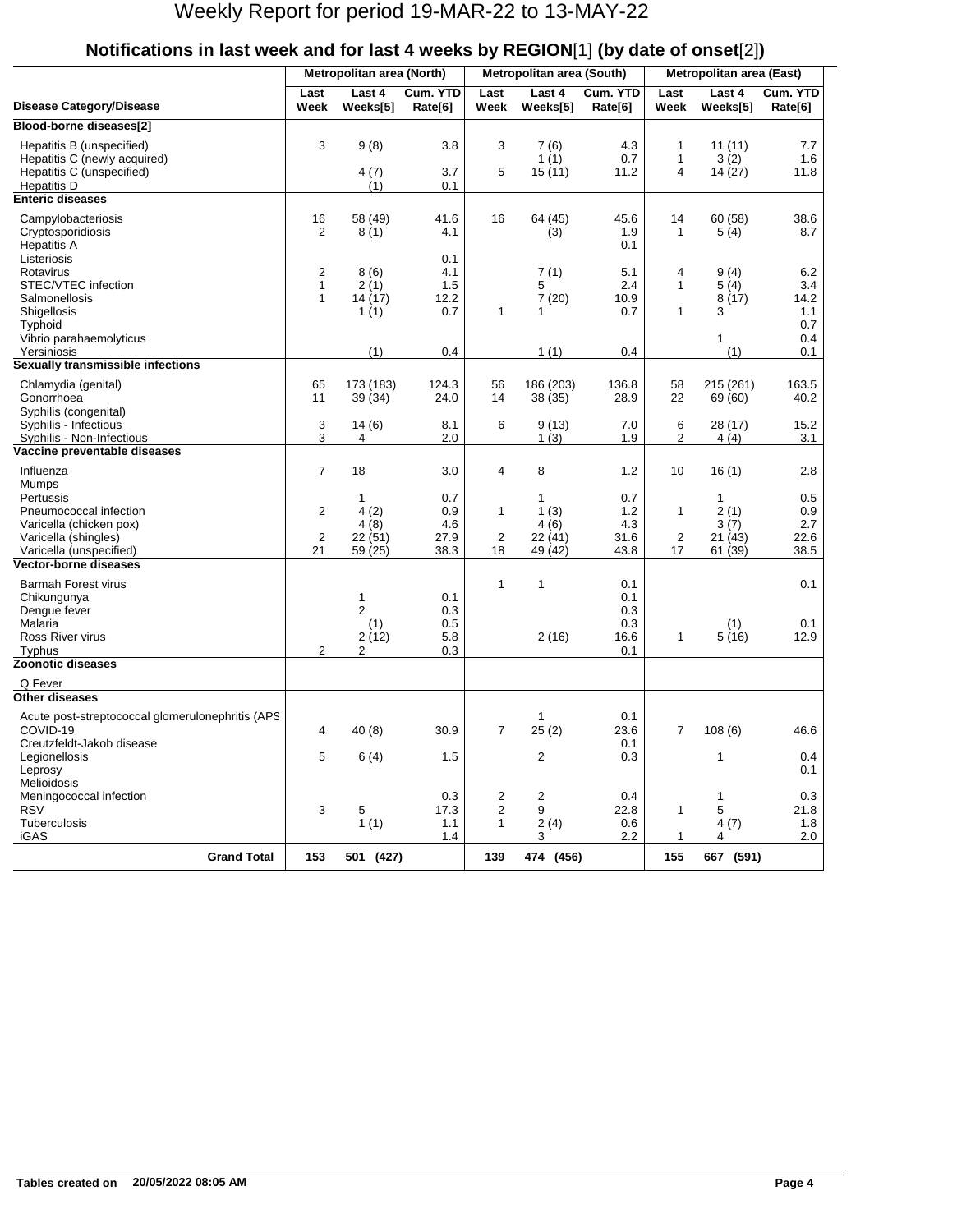# Weekly Report for period 19-MAR-22 to 13-MAY-22

## Notifications in last week and for last 4 weeks by REGION[1] (by date of onset[2])

| Disease Category/Disease | Metropolitan area (North) | | | Metropolitan area (South) | | | Metropolitan area (East) | | |
|---|---|---|---|---|---|---|---|---|---|
| | Last Week | Last 4 Weeks[5] | Cum. YTD Rate[6] | Last Week | Last 4 Weeks[5] | Cum. YTD Rate[6] | Last Week | Last 4 Weeks[5] | Cum. YTD Rate[6] |
| **Blood-borne diseases[2]** | | | | | | | | | |
| Hepatitis B (unspecified) | 3 | 9 (8) | 3.8 | 3 | 7 (6) | 4.3 | 1 | 11 (11) | 7.7 |
| Hepatitis C (newly acquired) | | | | | 1 (1) | 0.7 | 1 | 3 (2) | 1.6 |
| Hepatitis C (unspecified) | | 4 (7) | 3.7 | 5 | 15 (11) | 11.2 | 4 | 14 (27) | 11.8 |
| Hepatitis D | | (1) | 0.1 | | | | | | |
| **Enteric diseases** | | | | | | | | | |
| Campylobacteriosis | 16 | 58 (49) | 41.6 | 16 | 64 (45) | 45.6 | 14 | 60 (58) | 38.6 |
| Cryptosporidiosis | 2 | 8 (1) | 4.1 | | (3) | 1.9 | 1 | 5 (4) | 8.7 |
| Hepatitis A | | | | | | 0.1 | | | |
| Listeriosis | | | 0.1 | | | | | | |
| Rotavirus | 2 | 8 (6) | 4.1 | | 7 (1) | 5.1 | 4 | 9 (4) | 6.2 |
| STEC/VTEC infection | 1 | 2 (1) | 1.5 | | 5 | 2.4 | 1 | 5 (4) | 3.4 |
| Salmonellosis | 1 | 14 (17) | 12.2 | | 7 (20) | 10.9 | | 8 (17) | 14.2 |
| Shigellosis | | 1 (1) | 0.7 | 1 | 1 | 0.7 | 1 | 3 | 1.1 |
| Typhoid | | | | | | | | | 0.7 |
| Vibrio parahaemolyticus | | | | | | | | 1 | 0.4 |
| Yersiniosis | | (1) | 0.4 | | 1 (1) | 0.4 | | (1) | 0.1 |
| **Sexually transmissible infections** | | | | | | | | | |
| Chlamydia (genital) | 65 | 173 (183) | 124.3 | 56 | 186 (203) | 136.8 | 58 | 215 (261) | 163.5 |
| Gonorrhoea | 11 | 39 (34) | 24.0 | 14 | 38 (35) | 28.9 | 22 | 69 (60) | 40.2 |
| Syphilis (congenital) | | | | | | | | | |
| Syphilis - Infectious | 3 | 14 (6) | 8.1 | 6 | 9 (13) | 7.0 | 6 | 28 (17) | 15.2 |
| Syphilis - Non-Infectious | 3 | 4 | 2.0 | | 1 (3) | 1.9 | 2 | 4 (4) | 3.1 |
| **Vaccine preventable diseases** | | | | | | | | | |
| Influenza | 7 | 18 | 3.0 | 4 | 8 | 1.2 | 10 | 16 (1) | 2.8 |
| Mumps | | | | | | | | | |
| Pertussis | | 1 | 0.7 | | 1 | 0.7 | | 1 | 0.5 |
| Pneumococcal infection | 2 | 4 (2) | 0.9 | 1 | 1 (3) | 1.2 | 1 | 2 (1) | 0.9 |
| Varicella (chicken pox) | | 4 (8) | 4.6 | | 4 (6) | 4.3 | | 3 (7) | 2.7 |
| Varicella (shingles) | 2 | 22 (51) | 27.9 | 2 | 22 (41) | 31.6 | 2 | 21 (43) | 22.6 |
| Varicella (unspecified) | 21 | 59 (25) | 38.3 | 18 | 49 (42) | 43.8 | 17 | 61 (39) | 38.5 |
| **Vector-borne diseases** | | | | | | | | | |
| Barmah Forest virus | | | | 1 | 1 | 0.1 | | | 0.1 |
| Chikungunya | | 1 | 0.1 | | | 0.1 | | | |
| Dengue fever | | 2 | 0.3 | | | 0.3 | | | |
| Malaria | | (1) | 0.5 | | | 0.3 | | (1) | 0.1 |
| Ross River virus | | 2 (12) | 5.8 | | 2 (16) | 16.6 | 1 | 5 (16) | 12.9 |
| Typhus | 2 | 2 | 0.3 | | | 0.1 | | | |
| **Zoonotic diseases** | | | | | | | | | |
| Q Fever | | | | | | | | | |
| **Other diseases** | | | | | | | | | |
| Acute post-streptococcal glomerulonephritis (APS | | | | | 1 | 0.1 | | | |
| COVID-19 | 4 | 40 (8) | 30.9 | 7 | 25 (2) | 23.6 | 7 | 108 (6) | 46.6 |
| Creutzfeldt-Jakob disease | | | | | | 0.1 | | | |
| Legionellosis | 5 | 6 (4) | 1.5 | | 2 | 0.3 | | 1 | 0.4 |
| Leprosy | | | | | | | | | 0.1 |
| Melioidosis | | | | | | | | | |
| Meningococcal infection | | | 0.3 | 2 | 2 | 0.4 | | 1 | 0.3 |
| RSV | 3 | 5 | 17.3 | 2 | 9 | 22.8 | 1 | 5 | 21.8 |
| Tuberculosis | | 1 (1) | 1.1 | 1 | 2 (4) | 0.6 | | 4 (7) | 1.8 |
| iGAS | | | 1.4 | | 3 | 2.2 | 1 | 4 | 2.0 |
| **Grand Total** | **153** | **501 (427)** | | **139** | **474 (456)** | | **155** | **667 (591)** | |

**Tables created on 20/05/2022 08:05 AM**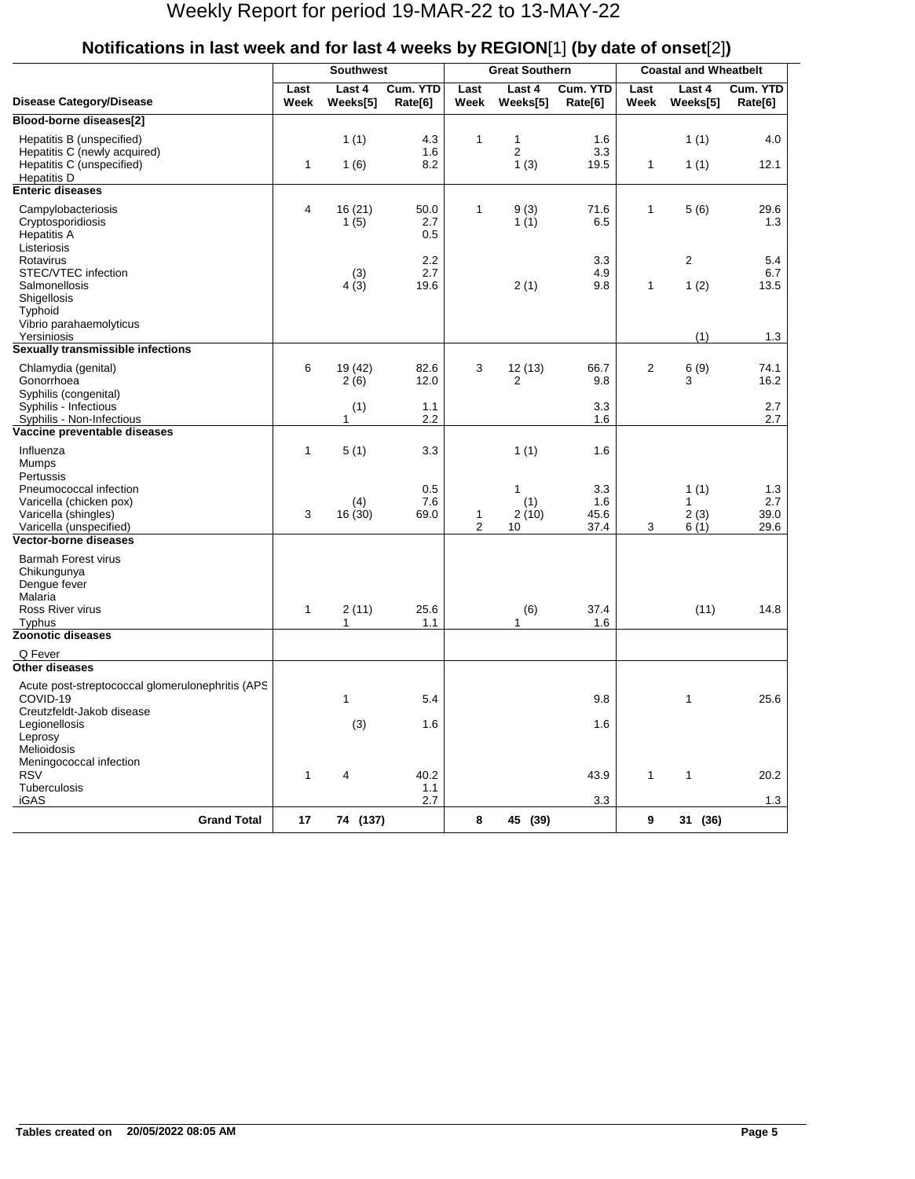# Weekly Report for period 19-MAR-22 to 13-MAY-22

## Notifications in last week and for last 4 weeks by REGION[1] (by date of onset[2])

| Disease Category/Disease | Southwest | | | Great Southern | | | Coastal and Wheatbelt | | |
|---|---|---|---|---|---|---|---|---|---|
| | Last Week | Last 4 Weeks[5] | Cum. YTD Rate[6] | Last Week | Last 4 Weeks[5] | Cum. YTD Rate[6] | Last Week | Last 4 Weeks[5] | Cum. YTD Rate[6] |
| **Blood-borne diseases[2]** | | | | | | | | | |
| Hepatitis B (unspecified) | | 1 (1) | 4.3 | 1 | 1 | 1.6 | | 1 (1) | 4.0 |
| Hepatitis C (newly acquired) | | | 1.6 | | 2 | 3.3 | | | |
| Hepatitis C (unspecified) | 1 | 1 (6) | 8.2 | | 1 (3) | 19.5 | 1 | 1 (1) | 12.1 |
| Hepatitis D | | | | | | | | | |
| **Enteric diseases** | | | | | | | | | |
| Campylobacteriosis | 4 | 16 (21) | 50.0 | 1 | 9 (3) | 71.6 | 1 | 5 (6) | 29.6 |
| Cryptosporidiosis | | 1 (5) | 2.7 | | 1 (1) | 6.5 | | | 1.3 |
| Hepatitis A | | | 0.5 | | | | | | |
| Listeriosis | | | | | | | | | |
| Rotavirus | | | 2.2 | | | 3.3 | | 2 | 5.4 |
| STEC/VTEC infection | | (3) | 2.7 | | | 4.9 | | | 6.7 |
| Salmonellosis | | 4 (3) | 19.6 | | 2 (1) | 9.8 | 1 | 1 (2) | 13.5 |
| Shigellosis | | | | | | | | | |
| Typhoid | | | | | | | | | |
| Vibrio parahaemolyticus | | | | | | | | | |
| Yersiniosis | | | | | | | | (1) | 1.3 |
| **Sexually transmissible infections** | | | | | | | | | |
| Chlamydia (genital) | 6 | 19 (42) | 82.6 | 3 | 12 (13) | 66.7 | 2 | 6 (9) | 74.1 |
| Gonorrhoea | | 2 (6) | 12.0 | | 2 | 9.8 | | 3 | 16.2 |
| Syphilis (congenital) | | | | | | | | | |
| Syphilis - Infectious | | (1) | 1.1 | | | 3.3 | | | 2.7 |
| Syphilis - Non-Infectious | | 1 | 2.2 | | | 1.6 | | | 2.7 |
| **Vaccine preventable diseases** | | | | | | | | | |
| Influenza | 1 | 5 (1) | 3.3 | | 1 (1) | 1.6 | | | |
| Mumps | | | | | | | | | |
| Pertussis | | | | | | | | | |
| Pneumococcal infection | | | 0.5 | | 1 | 3.3 | | 1 (1) | 1.3 |
| Varicella (chicken pox) | | (4) | 7.6 | | (1) | 1.6 | | 1 | 2.7 |
| Varicella (shingles) | 3 | 16 (30) | 69.0 | 1 | 2 (10) | 45.6 | | 2 (3) | 39.0 |
| Varicella (unspecified) | | | | 2 | 10 | 37.4 | 3 | 6 (1) | 29.6 |
| **Vector-borne diseases** | | | | | | | | | |
| Barmah Forest virus | | | | | | | | | |
| Chikungunya | | | | | | | | | |
| Dengue fever | | | | | | | | | |
| Malaria | | | | | | | | | |
| Ross River virus | 1 | 2 (11) | 25.6 | | (6) | 37.4 | | (11) | 14.8 |
| Typhus | | 1 | 1.1 | | 1 | 1.6 | | | |
| **Zoonotic diseases** | | | | | | | | | |
| Q Fever | | | | | | | | | |
| **Other diseases** | | | | | | | | | |
| Acute post-streptococcal glomerulonephritis (APS | | | | | | | | | |
| COVID-19 | | 1 | 5.4 | | | 9.8 | | 1 | 25.6 |
| Creutzfeldt-Jakob disease | | | | | | | | | |
| Legionellosis | | (3) | 1.6 | | | 1.6 | | | |
| Leprosy | | | | | | | | | |
| Melioidosis | | | | | | | | | |
| Meningococcal infection | | | | | | | | | |
| RSV | 1 | 4 | 40.2 | | | 43.9 | 1 | 1 | 20.2 |
| Tuberculosis | | | 1.1 | | | | | | |
| iGAS | | | 2.7 | | | 3.3 | | | 1.3 |
| **Grand Total** | **17** | **74 (137)** | | **8** | **45 (39)** | | **9** | **31 (36)** | |

**Tables created on 20/05/2022 08:05 AM**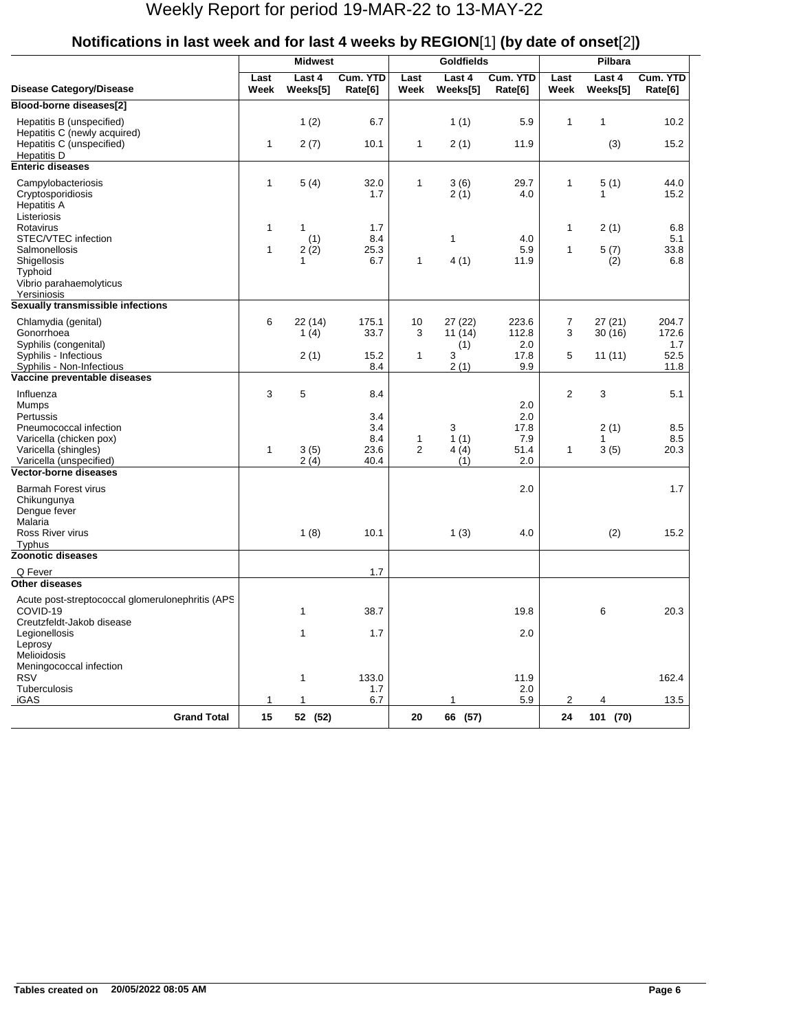# Weekly Report for period 19-MAR-22 to 13-MAY-22

## Notifications in last week and for last 4 weeks by REGION[1] (by date of onset[2])

| Disease Category/Disease | Midwest | | | Goldfields | | | Pilbara | | |
|---|---|---|---|---|---|---|---|---|---|
| | Last Week | Last 4 Weeks[5] | Cum. YTD Rate[6] | Last Week | Last 4 Weeks[5] | Cum. YTD Rate[6] | Last Week | Last 4 Weeks[5] | Cum. YTD Rate[6] |
| **Blood-borne diseases[2]** | | | | | | | | | |
| Hepatitis B (unspecified) | | 1 (2) | 6.7 | | 1 (1) | 5.9 | 1 | 1 | 10.2 |
| Hepatitis C (newly acquired) | | | | | | | | | |
| Hepatitis C (unspecified) | 1 | 2 (7) | 10.1 | 1 | 2 (1) | 11.9 | | (3) | 15.2 |
| Hepatitis D | | | | | | | | | |
| **Enteric diseases** | | | | | | | | | |
| Campylobacteriosis | 1 | 5 (4) | 32.0 | 1 | 3 (6) | 29.7 | 1 | 5 (1) | 44.0 |
| Cryptosporidiosis | | | 1.7 | | 2 (1) | 4.0 | | 1 | 15.2 |
| Hepatitis A | | | | | | | | | |
| Listeriosis | | | | | | | | | |
| Rotavirus | 1 | 1 | 1.7 | | | | 1 | 2 (1) | 6.8 |
| STEC/VTEC infection | | (1) | 8.4 | | 1 | 4.0 | | | 5.1 |
| Salmonellosis | 1 | 2 (2) | 25.3 | | | 5.9 | 1 | 5 (7) | 33.8 |
| Shigellosis | | 1 | 6.7 | 1 | 4 (1) | 11.9 | | (2) | 6.8 |
| Typhoid | | | | | | | | | |
| Vibrio parahaemolyticus | | | | | | | | | |
| Yersiniosis | | | | | | | | | |
| **Sexually transmissible infections** | | | | | | | | | |
| Chlamydia (genital) | 6 | 22 (14) | 175.1 | 10 | 27 (22) | 223.6 | 7 | 27 (21) | 204.7 |
| Gonorrhoea | | 1 (4) | 33.7 | 3 | 11 (14) | 112.8 | 3 | 30 (16) | 172.6 |
| Syphilis (congenital) | | | | | (1) | 2.0 | | | 1.7 |
| Syphilis - Infectious | | 2 (1) | 15.2 | 1 | 3 | 17.8 | 5 | 11 (11) | 52.5 |
| Syphilis - Non-Infectious | | | 8.4 | | 2 (1) | 9.9 | | | 11.8 |
| **Vaccine preventable diseases** | | | | | | | | | |
| Influenza | 3 | 5 | 8.4 | | | | 2 | 3 | 5.1 |
| Mumps | | | | | | 2.0 | | | |
| Pertussis | | | 3.4 | | | 2.0 | | | |
| Pneumococcal infection | | | 3.4 | | 3 | 17.8 | | 2 (1) | 8.5 |
| Varicella (chicken pox) | | | 8.4 | 1 | 1 (1) | 7.9 | | 1 | 8.5 |
| Varicella (shingles) | 1 | 3 (5) | 23.6 | 2 | 4 (4) | 51.4 | 1 | 3 (5) | 20.3 |
| Varicella (unspecified) | | 2 (4) | 40.4 | | (1) | 2.0 | | | |
| **Vector-borne diseases** | | | | | | | | | |
| Barmah Forest virus | | | | | | 2.0 | | | 1.7 |
| Chikungunya | | | | | | | | | |
| Dengue fever | | | | | | | | | |
| Malaria | | | | | | | | | |
| Ross River virus | | 1 (8) | 10.1 | | 1 (3) | 4.0 | | (2) | 15.2 |
| Typhus | | | | | | | | | |
| **Zoonotic diseases** | | | | | | | | | |
| Q Fever | | | 1.7 | | | | | | |
| **Other diseases** | | | | | | | | | |
| Acute post-streptococcal glomerulonephritis (APS | | | | | | | | | |
| COVID-19 | | 1 | 38.7 | | | 19.8 | | 6 | 20.3 |
| Creutzfeldt-Jakob disease | | | | | | | | | |
| Legionellosis | | 1 | 1.7 | | | 2.0 | | | |
| Leprosy | | | | | | | | | |
| Melioidosis | | | | | | | | | |
| Meningococcal infection | | | | | | | | | |
| RSV | | 1 | 133.0 | | | 11.9 | | | 162.4 |
| Tuberculosis | | | 1.7 | | | 2.0 | | | |
| iGAS | 1 | 1 | 6.7 | | 1 | 5.9 | 2 | 4 | 13.5 |
| **Grand Total** | **15** | **52 (52)** | | **20** | **66 (57)** | | **24** | **101 (70)** | |

**Tables created on 20/05/2022 08:05 AM**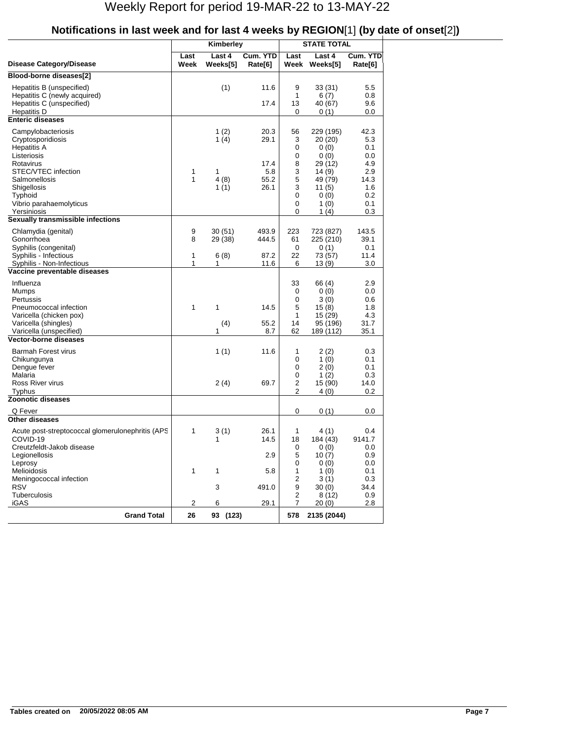# Weekly Report for period 19-MAR-22 to 13-MAY-22

## Notifications in last week and for last 4 weeks by REGION[1] (by date of onset[2])

| Disease Category/Disease | Kimberley | | | STATE TOTAL | | |
|---|---|---|---|---|---|---|
| | Last Week | Last 4 Weeks[5] | Cum. YTD Rate[6] | Last Week | Last 4 Weeks[5] | Cum. YTD Rate[6] |
| **Blood-borne diseases[2]** | | | | | | |
| Hepatitis B (unspecified) | | (1) | 11.6 | 9 | 33 (31) | 5.5 |
| Hepatitis C (newly acquired) | | | | 1 | 6 (7) | 0.8 |
| Hepatitis C (unspecified) | | | 17.4 | 13 | 40 (67) | 9.6 |
| Hepatitis D | | | | 0 | 0 (1) | 0.0 |
| **Enteric diseases** | | | | | | |
| Campylobacteriosis | | 1 (2) | 20.3 | 56 | 229 (195) | 42.3 |
| Cryptosporidiosis | | 1 (4) | 29.1 | 3 | 20 (20) | 5.3 |
| Hepatitis A | | | | 0 | 0 (0) | 0.1 |
| Listeriosis | | | | 0 | 0 (0) | 0.0 |
| Rotavirus | | | 17.4 | 8 | 29 (12) | 4.9 |
| STEC/VTEC infection | 1 | 1 | 5.8 | 3 | 14 (9) | 2.9 |
| Salmonellosis | 1 | 4 (8) | 55.2 | 5 | 49 (79) | 14.3 |
| Shigellosis | | 1 (1) | 26.1 | 3 | 11 (5) | 1.6 |
| Typhoid | | | | 0 | 0 (0) | 0.2 |
| Vibrio parahaemolyticus | | | | 0 | 1 (0) | 0.1 |
| Yersiniosis | | | | 0 | 1 (4) | 0.3 |
| **Sexually transmissible infections** | | | | | | |
| Chlamydia (genital) | 9 | 30 (51) | 493.9 | 223 | 723 (827) | 143.5 |
| Gonorrhoea | 8 | 29 (38) | 444.5 | 61 | 225 (210) | 39.1 |
| Syphilis (congenital) | | | | 0 | 0 (1) | 0.1 |
| Syphilis - Infectious | 1 | 6 (8) | 87.2 | 22 | 73 (57) | 11.4 |
| Syphilis - Non-Infectious | 1 | 1 | 11.6 | 6 | 13 (9) | 3.0 |
| **Vaccine preventable diseases** | | | | | | |
| Influenza | | | | 33 | 66 (4) | 2.9 |
| Mumps | | | | 0 | 0 (0) | 0.0 |
| Pertussis | | | | 0 | 3 (0) | 0.6 |
| Pneumococcal infection | 1 | 1 | 14.5 | 5 | 15 (8) | 1.8 |
| Varicella (chicken pox) | | | | 1 | 15 (29) | 4.3 |
| Varicella (shingles) | | (4) | 55.2 | 14 | 95 (196) | 31.7 |
| Varicella (unspecified) | | 1 | 8.7 | 62 | 189 (112) | 35.1 |
| **Vector-borne diseases** | | | | | | |
| Barmah Forest virus | | 1 (1) | 11.6 | 1 | 2 (2) | 0.3 |
| Chikungunya | | | | 0 | 1 (0) | 0.1 |
| Dengue fever | | | | 0 | 2 (0) | 0.1 |
| Malaria | | | | 0 | 1 (2) | 0.3 |
| Ross River virus | | 2 (4) | 69.7 | 2 | 15 (90) | 14.0 |
| Typhus | | | | 2 | 4 (0) | 0.2 |
| **Zoonotic diseases** | | | | | | |
| Q Fever | | | | 0 | 0 (1) | 0.0 |
| **Other diseases** | | | | | | |
| Acute post-streptococcal glomerulonephritis (APS | 1 | 3 (1) | 26.1 | 1 | 4 (1) | 0.4 |
| COVID-19 | | 1 | 14.5 | 18 | 184 (43) | 9141.7 |
| Creutzfeldt-Jakob disease | | | | 0 | 0 (0) | 0.0 |
| Legionellosis | | | 2.9 | 5 | 10 (7) | 0.9 |
| Leprosy | | | | 0 | 0 (0) | 0.0 |
| Melioidosis | 1 | 1 | 5.8 | 1 | 1 (0) | 0.1 |
| Meningococcal infection | | | | 2 | 3 (1) | 0.3 |
| RSV | | 3 | 491.0 | 9 | 30 (0) | 34.4 |
| Tuberculosis | | | | 2 | 8 (12) | 0.9 |
| iGAS | 2 | 6 | 29.1 | 7 | 20 (0) | 2.8 |
| **Grand Total** | **26** | **93 (123)** | | **578** | **2135 (2044)** | |

**Tables created on 20/05/2022 08:05 AM**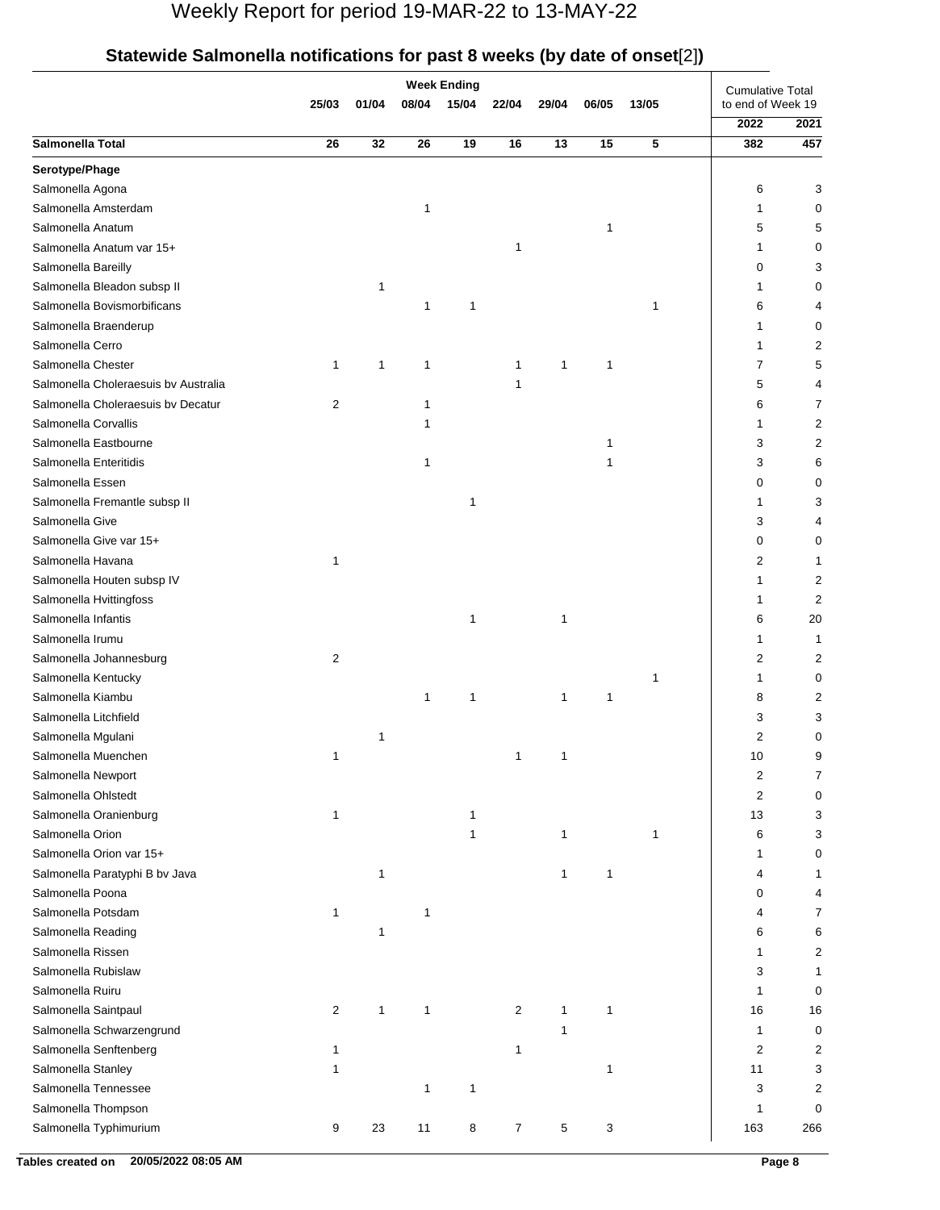## Statewide Salmonella notifications for past 8 weeks (by date of onset[2])

| | Week Ending | | | | | | | | Cumulative Total to end of Week 19 | |
|---|---|---|---|---|---|---|---|---|---|---|
| | 25/03 | 01/04 | 08/04 | 15/04 | 22/04 | 29/04 | 06/05 | 13/05 | 2022 | 2021 |
| **Salmonella Total** | **26** | **32** | **26** | **19** | **16** | **13** | **15** | **5** | **382** | **457** |
| **Serotype/Phage** | | | | | | | | | | |
| Salmonella Agona | | | | | | | | | 6 | 3 |
| Salmonella Amsterdam | | | 1 | | | | | | 1 | 0 |
| Salmonella Anatum | | | | | | | 1 | | 5 | 5 |
| Salmonella Anatum var 15+ | | | | | 1 | | | | 1 | 0 |
| Salmonella Bareilly | | | | | | | | | 0 | 3 |
| Salmonella Bleadon subsp II | | 1 | | | | | | | 1 | 0 |
| Salmonella Bovismorbificans | | | 1 | 1 | | | | 1 | 6 | 4 |
| Salmonella Braenderup | | | | | | | | | 1 | 0 |
| Salmonella Cerro | | | | | | | | | 1 | 2 |
| Salmonella Chester | 1 | 1 | 1 | | 1 | 1 | 1 | | 7 | 5 |
| Salmonella Choleraesuis bv Australia | | | | | 1 | | | | 5 | 4 |
| Salmonella Choleraesuis bv Decatur | 2 | | 1 | | | | | | 6 | 7 |
| Salmonella Corvallis | | | 1 | | | | | | 1 | 2 |
| Salmonella Eastbourne | | | | | | | 1 | | 3 | 2 |
| Salmonella Enteritidis | | | 1 | | | | 1 | | 3 | 6 |
| Salmonella Essen | | | | | | | | | 0 | 0 |
| Salmonella Fremantle subsp II | | | | 1 | | | | | 1 | 3 |
| Salmonella Give | | | | | | | | | 3 | 4 |
| Salmonella Give var 15+ | | | | | | | | | 0 | 0 |
| Salmonella Havana | 1 | | | | | | | | 2 | 1 |
| Salmonella Houten subsp IV | | | | | | | | | 1 | 2 |
| Salmonella Hvittingfoss | | | | | | | | | 1 | 2 |
| Salmonella Infantis | | | | 1 | | 1 | | | 6 | 20 |
| Salmonella Irumu | | | | | | | | | 1 | 1 |
| Salmonella Johannesburg | 2 | | | | | | | | 2 | 2 |
| Salmonella Kentucky | | | | | | | | 1 | 1 | 0 |
| Salmonella Kiambu | | | 1 | 1 | | 1 | 1 | | 8 | 2 |
| Salmonella Litchfield | | | | | | | | | 3 | 3 |
| Salmonella Mgulani | | 1 | | | | | | | 2 | 0 |
| Salmonella Muenchen | 1 | | | | 1 | 1 | | | 10 | 9 |
| Salmonella Newport | | | | | | | | | 2 | 7 |
| Salmonella Ohlstedt | | | | | | | | | 2 | 0 |
| Salmonella Oranienburg | 1 | | | 1 | | | | | 13 | 3 |
| Salmonella Orion | | | | 1 | | 1 | | 1 | 6 | 3 |
| Salmonella Orion var 15+ | | | | | | | | | 1 | 0 |
| Salmonella Paratyphi B bv Java | | 1 | | | | 1 | 1 | | 4 | 1 |
| Salmonella Poona | | | | | | | | | 0 | 4 |
| Salmonella Potsdam | 1 | | 1 | | | | | | 4 | 7 |
| Salmonella Reading | | 1 | | | | | | | 6 | 6 |
| Salmonella Rissen | | | | | | | | | 1 | 2 |
| Salmonella Rubislaw | | | | | | | | | 3 | 1 |
| Salmonella Ruiru | | | | | | | | | 1 | 0 |
| Salmonella Saintpaul | 2 | 1 | 1 | | 2 | 1 | 1 | | 16 | 16 |
| Salmonella Schwarzengrund | | | | | | 1 | | | 1 | 0 |
| Salmonella Senftenberg | 1 | | | | 1 | | | | 2 | 2 |
| Salmonella Stanley | 1 | | | | | | 1 | | 11 | 3 |
| Salmonella Tennessee | | | 1 | 1 | | | | | 3 | 2 |
| Salmonella Thompson | | | | | | | | | 1 | 0 |
| Salmonella Typhimurium | 9 | 23 | 11 | 8 | 7 | 5 | 3 | | 163 | 266 |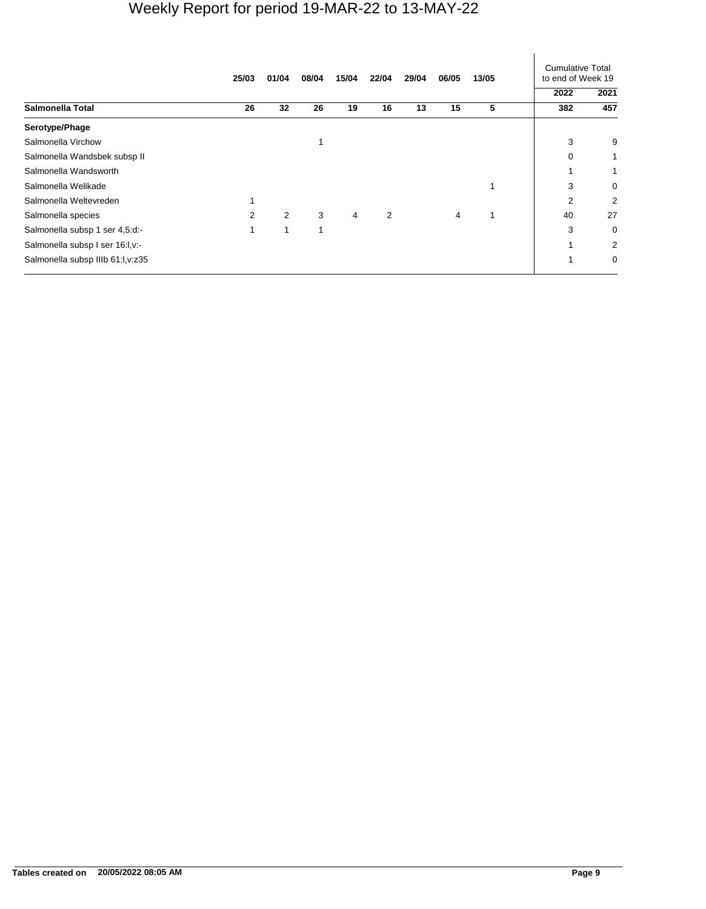| | 25/03 | 01/04 | 08/04 | 15/04 | 22/04 | 29/04 | 06/05 | 13/05 | Cumulative Total to end of Week 19 | |
|---|---|---|---|---|---|---|---|---|---|---|
| | | | | | | | | | **2022** | **2021** |
| **Salmonella Total** | **26** | **32** | **26** | **19** | **16** | **13** | **15** | **5** | **382** | **457** |
| **Serotype/Phage** | | | | | | | | | | |
| Salmonella Virchow | | | 1 | | | | | | 3 | 9 |
| Salmonella Wandsbek subsp II | | | | | | | | | 0 | 1 |
| Salmonella Wandsworth | | | | | | | | | 1 | 1 |
| Salmonella Welikade | | | | | | | | 1 | 3 | 0 |
| Salmonella Weltevreden | 1 | | | | | | | | 2 | 2 |
| Salmonella species | 2 | 2 | 3 | 4 | 2 | | 4 | 1 | 40 | 27 |
| Salmonella subsp 1 ser 4,5:d:- | 1 | 1 | 1 | | | | | | 3 | 0 |
| Salmonella subsp I ser 16:l,v:- | | | | | | | | | 1 | 2 |
| Salmonella subsp IIIb 61:l,v:z35 | | | | | | | | | 1 | 0 |